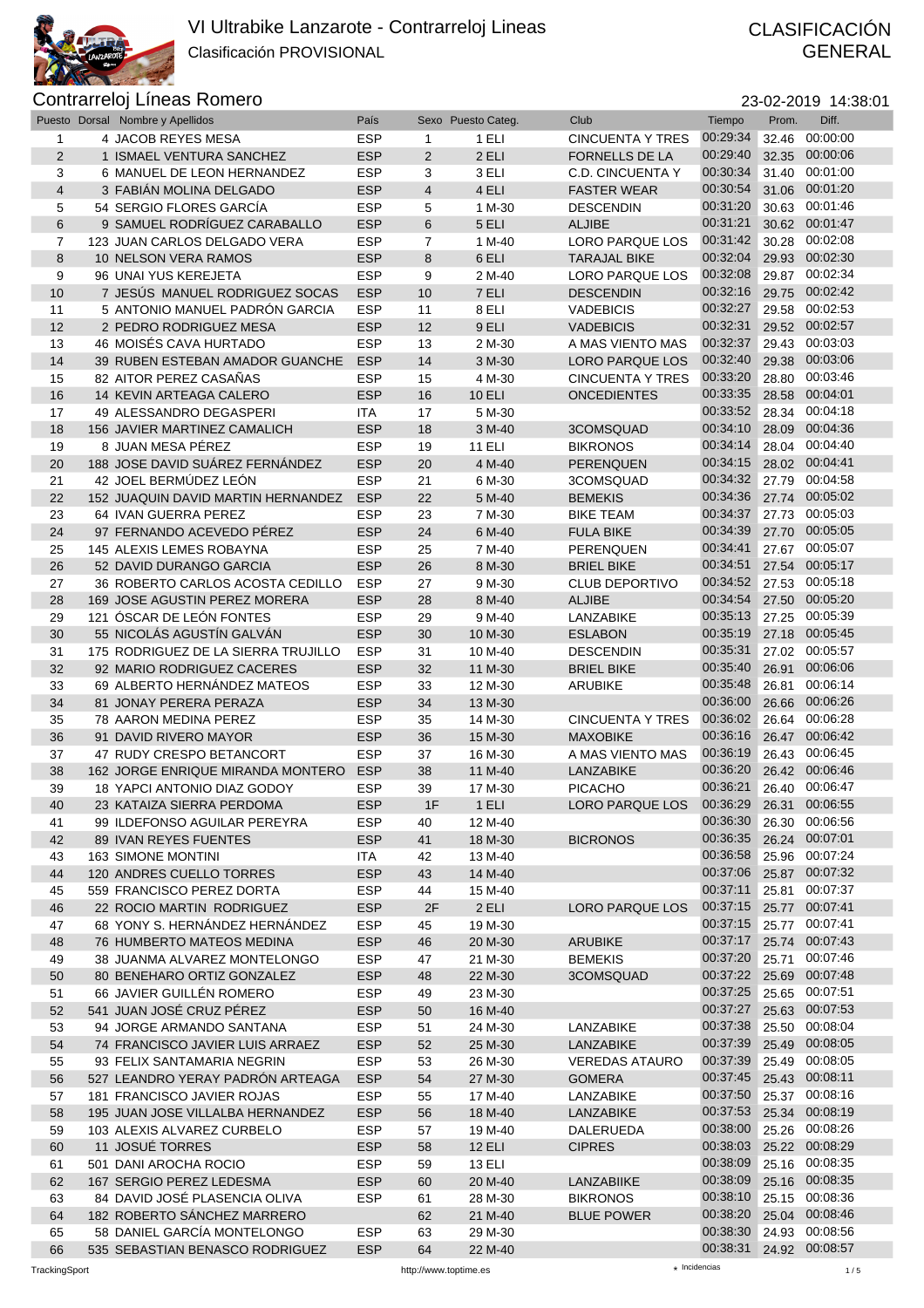# VI Ultrabike Lanzarote - Contrarreloj Lineas

Clasificación PROVISIONAL

CLASIFICACIÓN GENERAL

## Contrarreloj Líneas Romero

23-02-2019 14:38:01

| Puesto | Dorsal | Nombre y Apellidos | País | Sexo | Puesto Categ. | Club | Tiempo | Prom. | Diff. |
|---|---|---|---|---|---|---|---|---|---|
| 1 | 4 | JACOB REYES MESA | ESP | 1 | 1 ELI | CINCUENTA Y TRES | 00:29:34 | 32.46 | 00:00:00 |
| 2 | 1 | ISMAEL VENTURA SANCHEZ | ESP | 2 | 2 ELI | FORNELLS DE LA | 00:29:40 | 32.35 | 00:00:06 |
| 3 | 6 | MANUEL DE LEON HERNANDEZ | ESP | 3 | 3 ELI | C.D. CINCUENTA Y | 00:30:34 | 31.40 | 00:01:00 |
| 4 | 3 | FABIÁN MOLINA DELGADO | ESP | 4 | 4 ELI | FASTER WEAR | 00:30:54 | 31.06 | 00:01:20 |
| 5 | 54 | SERGIO FLORES GARCÍA | ESP | 5 | 1 M-30 | DESCENDIN | 00:31:20 | 30.63 | 00:01:46 |
| 6 | 9 | SAMUEL RODRÍGUEZ CARABALLO | ESP | 6 | 5 ELI | ALJIBE | 00:31:21 | 30.62 | 00:01:47 |
| 7 | 123 | JUAN CARLOS DELGADO VERA | ESP | 7 | 1 M-40 | LORO PARQUE LOS | 00:31:42 | 30.28 | 00:02:08 |
| 8 | 10 | NELSON VERA RAMOS | ESP | 8 | 6 ELI | TARAJAL BIKE | 00:32:04 | 29.93 | 00:02:30 |
| 9 | 96 | UNAI YUS KEREJETA | ESP | 9 | 2 M-40 | LORO PARQUE LOS | 00:32:08 | 29.87 | 00:02:34 |
| 10 | 7 | JESÚS MANUEL RODRIGUEZ SOCAS | ESP | 10 | 7 ELI | DESCENDIN | 00:32:16 | 29.75 | 00:02:42 |
| 11 | 5 | ANTONIO MANUEL PADRÓN GARCIA | ESP | 11 | 8 ELI | VADEBICIS | 00:32:27 | 29.58 | 00:02:53 |
| 12 | 2 | PEDRO RODRIGUEZ MESA | ESP | 12 | 9 ELI | VADEBICIS | 00:32:31 | 29.52 | 00:02:57 |
| 13 | 46 | MOISÉS CAVA HURTADO | ESP | 13 | 2 M-30 | A MAS VIENTO MAS | 00:32:37 | 29.43 | 00:03:03 |
| 14 | 39 | RUBEN ESTEBAN AMADOR GUANCHE | ESP | 14 | 3 M-30 | LORO PARQUE LOS | 00:32:40 | 29.38 | 00:03:06 |
| 15 | 82 | AITOR PEREZ CASAÑAS | ESP | 15 | 4 M-30 | CINCUENTA Y TRES | 00:33:20 | 28.80 | 00:03:46 |
| 16 | 14 | KEVIN ARTEAGA CALERO | ESP | 16 | 10 ELI | ONCEDIENTES | 00:33:35 | 28.58 | 00:04:01 |
| 17 | 49 | ALESSANDRO DEGASPERI | ITA | 17 | 5 M-30 | | 00:33:52 | 28.34 | 00:04:18 |
| 18 | 156 | JAVIER MARTINEZ CAMALICH | ESP | 18 | 3 M-40 | 3COMSQUAD | 00:34:10 | 28.09 | 00:04:36 |
| 19 | 8 | JUAN MESA PÉREZ | ESP | 19 | 11 ELI | BIKRONOS | 00:34:14 | 28.04 | 00:04:40 |
| 20 | 188 | JOSE DAVID SUÁREZ FERNÁNDEZ | ESP | 20 | 4 M-40 | PERENQUEN | 00:34:15 | 28.02 | 00:04:41 |
| 21 | 42 | JOEL BERMÚDEZ LEÓN | ESP | 21 | 6 M-30 | 3COMSQUAD | 00:34:32 | 27.79 | 00:04:58 |
| 22 | 152 | JUAQUIN DAVID MARTIN HERNANDEZ | ESP | 22 | 5 M-40 | BEMEKIS | 00:34:36 | 27.74 | 00:05:02 |
| 23 | 64 | IVAN GUERRA PEREZ | ESP | 23 | 7 M-30 | BIKE TEAM | 00:34:37 | 27.73 | 00:05:03 |
| 24 | 97 | FERNANDO ACEVEDO PÉREZ | ESP | 24 | 6 M-40 | FULA BIKE | 00:34:39 | 27.70 | 00:05:05 |
| 25 | 145 | ALEXIS LEMES ROBAYNA | ESP | 25 | 7 M-40 | PERENQUEN | 00:34:41 | 27.67 | 00:05:07 |
| 26 | 52 | DAVID DURANGO GARCIA | ESP | 26 | 8 M-30 | BRIEL BIKE | 00:34:51 | 27.54 | 00:05:17 |
| 27 | 36 | ROBERTO CARLOS ACOSTA CEDILLO | ESP | 27 | 9 M-30 | CLUB DEPORTIVO | 00:34:52 | 27.53 | 00:05:18 |
| 28 | 169 | JOSE AGUSTIN PEREZ MORERA | ESP | 28 | 8 M-40 | ALJIBE | 00:34:54 | 27.50 | 00:05:20 |
| 29 | 121 | ÓSCAR DE LEÓN FONTES | ESP | 29 | 9 M-40 | LANZABIKE | 00:35:13 | 27.25 | 00:05:39 |
| 30 | 55 | NICOLÁS AGUSTÍN GALVÁN | ESP | 30 | 10 M-30 | ESLABON | 00:35:19 | 27.18 | 00:05:45 |
| 31 | 175 | RODRIGUEZ DE LA SIERRA TRUJILLO | ESP | 31 | 10 M-40 | DESCENDIN | 00:35:31 | 27.02 | 00:05:57 |
| 32 | 92 | MARIO RODRIGUEZ CACERES | ESP | 32 | 11 M-30 | BRIEL BIKE | 00:35:40 | 26.91 | 00:06:06 |
| 33 | 69 | ALBERTO HERNÁNDEZ MATEOS | ESP | 33 | 12 M-30 | ARUBIKE | 00:35:48 | 26.81 | 00:06:14 |
| 34 | 81 | JONAY PERERA PERAZA | ESP | 34 | 13 M-30 | | 00:36:00 | 26.66 | 00:06:26 |
| 35 | 78 | AARON MEDINA PEREZ | ESP | 35 | 14 M-30 | CINCUENTA Y TRES | 00:36:02 | 26.64 | 00:06:28 |
| 36 | 91 | DAVID RIVERO MAYOR | ESP | 36 | 15 M-30 | MAXOBIKE | 00:36:16 | 26.47 | 00:06:42 |
| 37 | 47 | RUDY CRESPO BETANCORT | ESP | 37 | 16 M-30 | A MAS VIENTO MAS | 00:36:19 | 26.43 | 00:06:45 |
| 38 | 162 | JORGE ENRIQUE MIRANDA MONTERO | ESP | 38 | 11 M-40 | LANZABIKE | 00:36:20 | 26.42 | 00:06:46 |
| 39 | 18 | YAPCI ANTONIO DIAZ GODOY | ESP | 39 | 17 M-30 | PICACHO | 00:36:21 | 26.40 | 00:06:47 |
| 40 | 23 | KATAIZA SIERRA PERDOMA | ESP | 1F | 1 ELI | LORO PARQUE LOS | 00:36:29 | 26.31 | 00:06:55 |
| 41 | 99 | ILDEFONSO AGUILAR PEREYRA | ESP | 40 | 12 M-40 | | 00:36:30 | 26.30 | 00:06:56 |
| 42 | 89 | IVAN REYES FUENTES | ESP | 41 | 18 M-30 | BICRONOS | 00:36:35 | 26.24 | 00:07:01 |
| 43 | 163 | SIMONE MONTINI | ITA | 42 | 13 M-40 | | 00:36:58 | 25.96 | 00:07:24 |
| 44 | 120 | ANDRES CUELLO TORRES | ESP | 43 | 14 M-40 | | 00:37:06 | 25.87 | 00:07:32 |
| 45 | 559 | FRANCISCO PEREZ DORTA | ESP | 44 | 15 M-40 | | 00:37:11 | 25.81 | 00:07:37 |
| 46 | 22 | ROCIO MARTIN RODRIGUEZ | ESP | 2F | 2 ELI | LORO PARQUE LOS | 00:37:15 | 25.77 | 00:07:41 |
| 47 | 68 | YONY S. HERNÁNDEZ HERNÁNDEZ | ESP | 45 | 19 M-30 | | 00:37:15 | 25.77 | 00:07:41 |
| 48 | 76 | HUMBERTO MATEOS MEDINA | ESP | 46 | 20 M-30 | ARUBIKE | 00:37:17 | 25.74 | 00:07:43 |
| 49 | 38 | JUANMA ALVAREZ MONTELONGO | ESP | 47 | 21 M-30 | BEMEKIS | 00:37:20 | 25.71 | 00:07:46 |
| 50 | 80 | BENEHARO ORTIZ GONZALEZ | ESP | 48 | 22 M-30 | 3COMSQUAD | 00:37:22 | 25.69 | 00:07:48 |
| 51 | 66 | JAVIER GUILLÉN ROMERO | ESP | 49 | 23 M-30 | | 00:37:25 | 25.65 | 00:07:51 |
| 52 | 541 | JUAN JOSÉ CRUZ PÉREZ | ESP | 50 | 16 M-40 | | 00:37:27 | 25.63 | 00:07:53 |
| 53 | 94 | JORGE ARMANDO SANTANA | ESP | 51 | 24 M-30 | LANZABIKE | 00:37:38 | 25.50 | 00:08:04 |
| 54 | 74 | FRANCISCO JAVIER LUIS ARRAEZ | ESP | 52 | 25 M-30 | LANZABIKE | 00:37:39 | 25.49 | 00:08:05 |
| 55 | 93 | FELIX SANTAMARIA NEGRIN | ESP | 53 | 26 M-30 | VEREDAS ATAURO | 00:37:39 | 25.49 | 00:08:05 |
| 56 | 527 | LEANDRO YERAY PADRÓN ARTEAGA | ESP | 54 | 27 M-30 | GOMERA | 00:37:45 | 25.43 | 00:08:11 |
| 57 | 181 | FRANCISCO JAVIER ROJAS | ESP | 55 | 17 M-40 | LANZABIKE | 00:37:50 | 25.37 | 00:08:16 |
| 58 | 195 | JUAN JOSE VILLALBA HERNANDEZ | ESP | 56 | 18 M-40 | LANZABIKE | 00:37:53 | 25.34 | 00:08:19 |
| 59 | 103 | ALEXIS ALVAREZ CURBELO | ESP | 57 | 19 M-40 | DALERUEDA | 00:38:00 | 25.26 | 00:08:26 |
| 60 | 11 | JOSUÉ TORRES | ESP | 58 | 12 ELI | CIPRES | 00:38:03 | 25.22 | 00:08:29 |
| 61 | 501 | DANI AROCHA ROCIO | ESP | 59 | 13 ELI | | 00:38:09 | 25.16 | 00:08:35 |
| 62 | 167 | SERGIO PEREZ LEDESMA | ESP | 60 | 20 M-40 | LANZABIIKE | 00:38:09 | 25.16 | 00:08:35 |
| 63 | 84 | DAVID JOSÉ PLASENCIA OLIVA | ESP | 61 | 28 M-30 | BIKRONOS | 00:38:10 | 25.15 | 00:08:36 |
| 64 | 182 | ROBERTO SÁNCHEZ MARRERO | | 62 | 21 M-40 | BLUE POWER | 00:38:20 | 25.04 | 00:08:46 |
| 65 | 58 | DANIEL GARCÍA MONTELONGO | ESP | 63 | 29 M-30 | | 00:38:30 | 24.93 | 00:08:56 |
| 66 | 535 | SEBASTIAN BENASCO RODRIGUEZ | ESP | 64 | 22 M-40 | | 00:38:31 | 24.92 | 00:08:57 |

TrackingSport — http://www.toptime.es — ⋆ Incidencias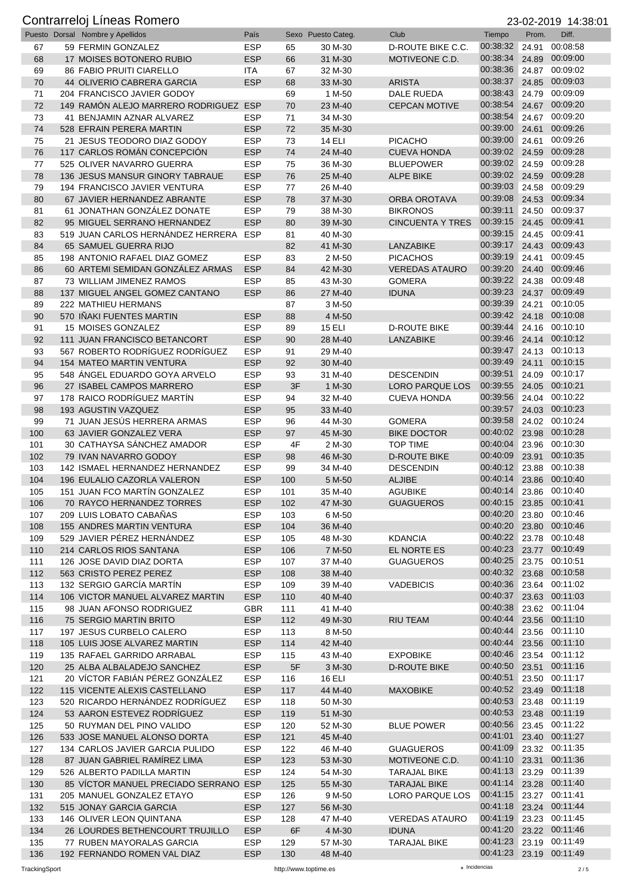# Contrarreloj Líneas Romero

23-02-2019 14:38:01

| Puesto | Dorsal | Nombre y Apellidos | País | Sexo | Puesto Categ. | Club | Tiempo | Prom. | Diff. |
|---|---|---|---|---|---|---|---|---|---|
| 67 | 59 | FERMIN GONZALEZ | ESP | 65 | 30 M-30 | D-ROUTE BIKE C.C. | 00:38:32 | 24.91 | 00:08:58 |
| 68 | 17 | MOISES BOTONERO RUBIO | ESP | 66 | 31 M-30 | MOTIVEONE C.D. | 00:38:34 | 24.89 | 00:09:00 |
| 69 | 86 | FABIO PRUITI CIARELLO | ITA | 67 | 32 M-30 | | 00:38:36 | 24.87 | 00:09:02 |
| 70 | 44 | OLIVERIO CABRERA GARCIA | ESP | 68 | 33 M-30 | ARISTA | 00:38:37 | 24.85 | 00:09:03 |
| 71 | 204 | FRANCISCO JAVIER GODOY | | 69 | 1 M-50 | DALE RUEDA | 00:38:43 | 24.79 | 00:09:09 |
| 72 | 149 | RAMÓN ALEJO MARRERO RODRIGUEZ | ESP | 70 | 23 M-40 | CEPCAN MOTIVE | 00:38:54 | 24.67 | 00:09:20 |
| 73 | 41 | BENJAMIN AZNAR ALVAREZ | ESP | 71 | 34 M-30 | | 00:38:54 | 24.67 | 00:09:20 |
| 74 | 528 | EFRAIN PERERA MARTIN | ESP | 72 | 35 M-30 | | 00:39:00 | 24.61 | 00:09:26 |
| 75 | 21 | JESUS TEODORO DIAZ GODOY | ESP | 73 | 14 ELI | PICACHO | 00:39:00 | 24.61 | 00:09:26 |
| 76 | 117 | CARLOS ROMÁN CONCEPCIÓN | ESP | 74 | 24 M-40 | CUEVA HONDA | 00:39:02 | 24.59 | 00:09:28 |
| 77 | 525 | OLIVER NAVARRO GUERRA | ESP | 75 | 36 M-30 | BLUEPOWER | 00:39:02 | 24.59 | 00:09:28 |
| 78 | 136 | JESUS MANSUR GINORY TABRAUE | ESP | 76 | 25 M-40 | ALPE BIKE | 00:39:02 | 24.59 | 00:09:28 |
| 79 | 194 | FRANCISCO JAVIER VENTURA | ESP | 77 | 26 M-40 | | 00:39:03 | 24.58 | 00:09:29 |
| 80 | 67 | JAVIER HERNANDEZ ABRANTE | ESP | 78 | 37 M-30 | ORBA OROTAVA | 00:39:08 | 24.53 | 00:09:34 |
| 81 | 61 | JONATHAN GONZÁLEZ DONATE | ESP | 79 | 38 M-30 | BIKRONOS | 00:39:11 | 24.50 | 00:09:37 |
| 82 | 95 | MIGUEL SERRANO HERNANDEZ | ESP | 80 | 39 M-30 | CINCUENTA Y TRES | 00:39:15 | 24.45 | 00:09:41 |
| 83 | 519 | JUAN CARLOS HERNÁNDEZ HERRERA | ESP | 81 | 40 M-30 | | 00:39:15 | 24.45 | 00:09:41 |
| 84 | 65 | SAMUEL GUERRA RIJO | | 82 | 41 M-30 | LANZABIKE | 00:39:17 | 24.43 | 00:09:43 |
| 85 | 198 | ANTONIO RAFAEL DIAZ GOMEZ | ESP | 83 | 2 M-50 | PICACHOS | 00:39:19 | 24.41 | 00:09:45 |
| 86 | 60 | ARTEMI SEMIDAN GONZÁLEZ ARMAS | ESP | 84 | 42 M-30 | VEREDAS ATAURO | 00:39:20 | 24.40 | 00:09:46 |
| 87 | 73 | WILLIAM JIMENEZ RAMOS | ESP | 85 | 43 M-30 | GOMERA | 00:39:22 | 24.38 | 00:09:48 |
| 88 | 137 | MIGUEL ANGEL GOMEZ CANTANO | ESP | 86 | 27 M-40 | IDUNA | 00:39:23 | 24.37 | 00:09:49 |
| 89 | 222 | MATHIEU HERMANS | | 87 | 3 M-50 | | 00:39:39 | 24.21 | 00:10:05 |
| 90 | 570 | IÑAKI FUENTES MARTIN | ESP | 88 | 4 M-50 | | 00:39:42 | 24.18 | 00:10:08 |
| 91 | 15 | MOISES GONZALEZ | ESP | 89 | 15 ELI | D-ROUTE BIKE | 00:39:44 | 24.16 | 00:10:10 |
| 92 | 111 | JUAN FRANCISCO BETANCORT | ESP | 90 | 28 M-40 | LANZABIKE | 00:39:46 | 24.14 | 00:10:12 |
| 93 | 567 | ROBERTO RODRÍGUEZ RODRÍGUEZ | ESP | 91 | 29 M-40 | | 00:39:47 | 24.13 | 00:10:13 |
| 94 | 154 | MATEO MARTIN VENTURA | ESP | 92 | 30 M-40 | | 00:39:49 | 24.11 | 00:10:15 |
| 95 | 548 | ÁNGEL EDUARDO GOYA ARVELO | ESP | 93 | 31 M-40 | DESCENDIN | 00:39:51 | 24.09 | 00:10:17 |
| 96 | 27 | ISABEL CAMPOS MARRERO | ESP | 3F | 1 M-30 | LORO PARQUE LOS | 00:39:55 | 24.05 | 00:10:21 |
| 97 | 178 | RAICO RODRÍGUEZ MARTÍN | ESP | 94 | 32 M-40 | CUEVA HONDA | 00:39:56 | 24.04 | 00:10:22 |
| 98 | 193 | AGUSTIN VAZQUEZ | ESP | 95 | 33 M-40 | | 00:39:57 | 24.03 | 00:10:23 |
| 99 | 71 | JUAN JESÚS HERRERA ARMAS | ESP | 96 | 44 M-30 | GOMERA | 00:39:58 | 24.02 | 00:10:24 |
| 100 | 63 | JAVIER GONZALEZ VERA | ESP | 97 | 45 M-30 | BIKE DOCTOR | 00:40:02 | 23.98 | 00:10:28 |
| 101 | 30 | CATHAYSA SÁNCHEZ AMADOR | ESP | 4F | 2 M-30 | TOP TIME | 00:40:04 | 23.96 | 00:10:30 |
| 102 | 79 | IVAN NAVARRO GODOY | ESP | 98 | 46 M-30 | D-ROUTE BIKE | 00:40:09 | 23.91 | 00:10:35 |
| 103 | 142 | ISMAEL HERNANDEZ HERNANDEZ | ESP | 99 | 34 M-40 | DESCENDIN | 00:40:12 | 23.88 | 00:10:38 |
| 104 | 196 | EULALIO CAZORLA VALERON | ESP | 100 | 5 M-50 | ALJIBE | 00:40:14 | 23.86 | 00:10:40 |
| 105 | 151 | JUAN FCO MARTÍN GONZALEZ | ESP | 101 | 35 M-40 | AGUBIKE | 00:40:14 | 23.86 | 00:10:40 |
| 106 | 70 | RAYCO HERNANDEZ TORRES | ESP | 102 | 47 M-30 | GUAGUEROS | 00:40:15 | 23.85 | 00:10:41 |
| 107 | 209 | LUIS LOBATO CABAÑAS | ESP | 103 | 6 M-50 | | 00:40:20 | 23.80 | 00:10:46 |
| 108 | 155 | ANDRES MARTIN VENTURA | ESP | 104 | 36 M-40 | | 00:40:20 | 23.80 | 00:10:46 |
| 109 | 529 | JAVIER PÉREZ HERNÁNDEZ | ESP | 105 | 48 M-30 | KDANCIA | 00:40:22 | 23.78 | 00:10:48 |
| 110 | 214 | CARLOS RIOS SANTANA | ESP | 106 | 7 M-50 | EL NORTE ES | 00:40:23 | 23.77 | 00:10:49 |
| 111 | 126 | JOSE DAVID DIAZ DORTA | ESP | 107 | 37 M-40 | GUAGUEROS | 00:40:25 | 23.75 | 00:10:51 |
| 112 | 563 | CRISTO PEREZ PEREZ | ESP | 108 | 38 M-40 | | 00:40:32 | 23.68 | 00:10:58 |
| 113 | 132 | SERGIO GARCÍA MARTÍN | ESP | 109 | 39 M-40 | VADEBICIS | 00:40:36 | 23.64 | 00:11:02 |
| 114 | 106 | VICTOR MANUEL ALVAREZ MARTIN | ESP | 110 | 40 M-40 | | 00:40:37 | 23.63 | 00:11:03 |
| 115 | 98 | JUAN AFONSO RODRIGUEZ | GBR | 111 | 41 M-40 | | 00:40:38 | 23.62 | 00:11:04 |
| 116 | 75 | SERGIO MARTIN BRITO | ESP | 112 | 49 M-30 | RIU TEAM | 00:40:44 | 23.56 | 00:11:10 |
| 117 | 197 | JESUS CURBELO CALERO | ESP | 113 | 8 M-50 | | 00:40:44 | 23.56 | 00:11:10 |
| 118 | 105 | LUIS JOSE ALVAREZ MARTIN | ESP | 114 | 42 M-40 | | 00:40:44 | 23.56 | 00:11:10 |
| 119 | 135 | RAFAEL GARRIDO ARRABAL | ESP | 115 | 43 M-40 | EXPOBIKE | 00:40:46 | 23.54 | 00:11:12 |
| 120 | 25 | ALBA ALBALADEJO SANCHEZ | ESP | 5F | 3 M-30 | D-ROUTE BIKE | 00:40:50 | 23.51 | 00:11:16 |
| 121 | 20 | VÍCTOR FABIÁN PÉREZ GONZÁLEZ | ESP | 116 | 16 ELI | | 00:40:51 | 23.50 | 00:11:17 |
| 122 | 115 | VICENTE ALEXIS CASTELLANO | ESP | 117 | 44 M-40 | MAXOBIKE | 00:40:52 | 23.49 | 00:11:18 |
| 123 | 520 | RICARDO HERNÁNDEZ RODRÍGUEZ | ESP | 118 | 50 M-30 | | 00:40:53 | 23.48 | 00:11:19 |
| 124 | 53 | AARON ESTEVEZ RODRÍGUEZ | ESP | 119 | 51 M-30 | | 00:40:53 | 23.48 | 00:11:19 |
| 125 | 50 | RUYMAN DEL PINO VALIDO | ESP | 120 | 52 M-30 | BLUE POWER | 00:40:56 | 23.45 | 00:11:22 |
| 126 | 533 | JOSE MANUEL ALONSO DORTA | ESP | 121 | 45 M-40 | | 00:41:01 | 23.40 | 00:11:27 |
| 127 | 134 | CARLOS JAVIER GARCIA PULIDO | ESP | 122 | 46 M-40 | GUAGUEROS | 00:41:09 | 23.32 | 00:11:35 |
| 128 | 87 | JUAN GABRIEL RAMÍREZ LIMA | ESP | 123 | 53 M-30 | MOTIVEONE C.D. | 00:41:10 | 23.31 | 00:11:36 |
| 129 | 526 | ALBERTO PADILLA MARTIN | ESP | 124 | 54 M-30 | TARAJAL BIKE | 00:41:13 | 23.29 | 00:11:39 |
| 130 | 85 | VÍCTOR MANUEL PRECIADO SERRANO | ESP | 125 | 55 M-30 | TARAJAL BIKE | 00:41:14 | 23.28 | 00:11:40 |
| 131 | 205 | MANUEL GONZALEZ ETAYO | ESP | 126 | 9 M-50 | LORO PARQUE LOS | 00:41:15 | 23.27 | 00:11:41 |
| 132 | 515 | JONAY GARCIA GARCIA | ESP | 127 | 56 M-30 | | 00:41:18 | 23.24 | 00:11:44 |
| 133 | 146 | OLIVER LEON QUINTANA | ESP | 128 | 47 M-40 | VEREDAS ATAURO | 00:41:19 | 23.23 | 00:11:45 |
| 134 | 26 | LOURDES BETHENCOURT TRUJILLO | ESP | 6F | 4 M-30 | IDUNA | 00:41:20 | 23.22 | 00:11:46 |
| 135 | 77 | RUBEN MAYORALAS GARCIA | ESP | 129 | 57 M-30 | TARAJAL BIKE | 00:41:23 | 23.19 | 00:11:49 |
| 136 | 192 | FERNANDO ROMEN VAL DIAZ | ESP | 130 | 48 M-40 | | 00:41:23 | 23.19 | 00:11:49 |

TrackingSport — http://www.toptime.es — ⋆ Incidencias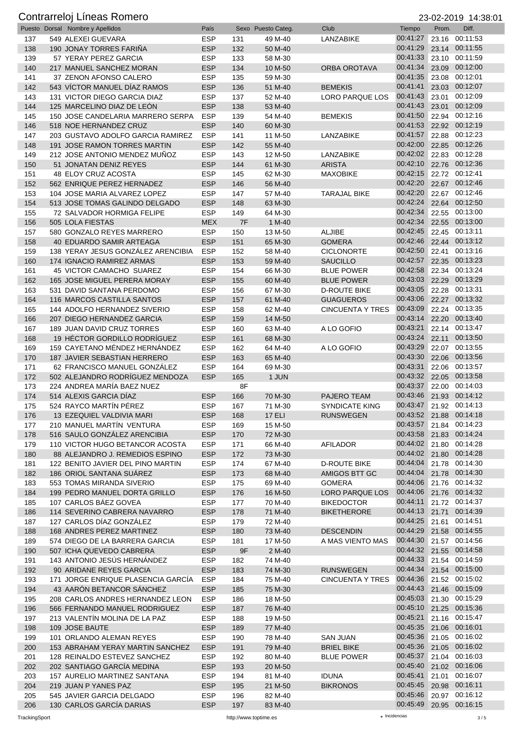# Contrarreloj Líneas Romero

23-02-2019 14:38:01

| Puesto | Dorsal | Nombre y Apellidos | País | Sexo | Puesto Categ. | Club | Tiempo | Prom. | Diff. |
|---|---|---|---|---|---|---|---|---|---|
| 137 | 549 | ALEXEI GUEVARA | ESP | 131 | 49 M-40 | LANZABIKE | 00:41:27 | 23.16 | 00:11:53 |
| 138 | 190 | JONAY TORRES FARIÑA | ESP | 132 | 50 M-40 | | 00:41:29 | 23.14 | 00:11:55 |
| 139 | 57 | YERAY PEREZ GARCIA | ESP | 133 | 58 M-30 | | 00:41:33 | 23.10 | 00:11:59 |
| 140 | 217 | MANUEL SANCHEZ MORAN | ESP | 134 | 10 M-50 | ORBA OROTAVA | 00:41:34 | 23.09 | 00:12:00 |
| 141 | 37 | ZENON AFONSO CALERO | ESP | 135 | 59 M-30 | | 00:41:35 | 23.08 | 00:12:01 |
| 142 | 543 | VÍCTOR MANUEL DÍAZ RAMOS | ESP | 136 | 51 M-40 | BEMEKIS | 00:41:41 | 23.03 | 00:12:07 |
| 143 | 131 | VICTOR DIEGO GARCIA DIAZ | ESP | 137 | 52 M-40 | LORO PARQUE LOS | 00:41:43 | 23.01 | 00:12:09 |
| 144 | 125 | MARCELINO DIAZ DE LEÓN | ESP | 138 | 53 M-40 | | 00:41:43 | 23.01 | 00:12:09 |
| 145 | 150 | JOSE CANDELARIA MARRERO SERPA | ESP | 139 | 54 M-40 | BEMEKIS | 00:41:50 | 22.94 | 00:12:16 |
| 146 | 518 | NOE HERNANDEZ CRUZ | ESP | 140 | 60 M-30 | | 00:41:53 | 22.92 | 00:12:19 |
| 147 | 203 | GUSTAVO ADOLFO GARCIA RAMIREZ | ESP | 141 | 11 M-50 | LANZABIKE | 00:41:57 | 22.88 | 00:12:23 |
| 148 | 191 | JOSE RAMON TORRES MARTIN | ESP | 142 | 55 M-40 | | 00:42:00 | 22.85 | 00:12:26 |
| 149 | 212 | JOSE ANTONIO MENDEZ MUÑOZ | ESP | 143 | 12 M-50 | LANZABIKE | 00:42:02 | 22.83 | 00:12:28 |
| 150 | 51 | JONATAN DENIZ REYES | ESP | 144 | 61 M-30 | ARISTA | 00:42:10 | 22.76 | 00:12:36 |
| 151 | 48 | ELOY CRUZ ACOSTA | ESP | 145 | 62 M-30 | MAXOBIKE | 00:42:15 | 22.72 | 00:12:41 |
| 152 | 562 | ENRIQUE PEREZ HERNADEZ | ESP | 146 | 56 M-40 | | 00:42:20 | 22.67 | 00:12:46 |
| 153 | 104 | JOSE MARIA ALVAREZ LOPEZ | ESP | 147 | 57 M-40 | TARAJAL BIKE | 00:42:20 | 22.67 | 00:12:46 |
| 154 | 513 | JOSE TOMAS GALINDO DELGADO | ESP | 148 | 63 M-30 | | 00:42:24 | 22.64 | 00:12:50 |
| 155 | 72 | SALVADOR HORMIGA FELIPE | ESP | 149 | 64 M-30 | | 00:42:34 | 22.55 | 00:13:00 |
| 156 | 505 | LOLA FIESTAS | MEX | 7F | 1 M-40 | | 00:42:34 | 22.55 | 00:13:00 |
| 157 | 580 | GONZALO REYES MARRERO | ESP | 150 | 13 M-50 | ALJIBE | 00:42:45 | 22.45 | 00:13:11 |
| 158 | 40 | EDUARDO SAMIR ARTEAGA | ESP | 151 | 65 M-30 | GOMERA | 00:42:46 | 22.44 | 00:13:12 |
| 159 | 138 | YERAY JESUS GONZÁLEZ ARENCIBIA | ESP | 152 | 58 M-40 | CICLONORTE | 00:42:50 | 22.41 | 00:13:16 |
| 160 | 174 | IGNACIO RAMIREZ ARMAS | ESP | 153 | 59 M-40 | SAUCILLO | 00:42:57 | 22.35 | 00:13:23 |
| 161 | 45 | VICTOR CAMACHO SUAREZ | ESP | 154 | 66 M-30 | BLUE POWER | 00:42:58 | 22.34 | 00:13:24 |
| 162 | 165 | JOSE MIGUEL PERERA MORAY | ESP | 155 | 60 M-40 | BLUE POWER | 00:43:03 | 22.29 | 00:13:29 |
| 163 | 531 | DAVID SANTANA PERDOMO | ESP | 156 | 67 M-30 | D-ROUTE BIKE | 00:43:05 | 22.28 | 00:13:31 |
| 164 | 116 | MARCOS CASTILLA SANTOS | ESP | 157 | 61 M-40 | GUAGUEROS | 00:43:06 | 22.27 | 00:13:32 |
| 165 | 144 | ADOLFO HERNANDEZ SIVERIO | ESP | 158 | 62 M-40 | CINCUENTA Y TRES | 00:43:09 | 22.24 | 00:13:35 |
| 166 | 207 | DIEGO HERNANDEZ GARCIA | ESP | 159 | 14 M-50 | | 00:43:14 | 22.20 | 00:13:40 |
| 167 | 189 | JUAN DAVID CRUZ TORRES | ESP | 160 | 63 M-40 | A LO GOFIO | 00:43:21 | 22.14 | 00:13:47 |
| 168 | 19 | HÉCTOR GORDILLO RODRÍGUEZ | ESP | 161 | 68 M-30 | | 00:43:24 | 22.11 | 00:13:50 |
| 169 | 159 | CAYETANO MÉNDEZ HERNÁNDEZ | ESP | 162 | 64 M-40 | A LO GOFIO | 00:43:29 | 22.07 | 00:13:55 |
| 170 | 187 | JAVIER SEBASTIAN HERRERO | ESP | 163 | 65 M-40 | | 00:43:30 | 22.06 | 00:13:56 |
| 171 | 62 | FRANCISCO MANUEL GONZÁLEZ | ESP | 164 | 69 M-30 | | 00:43:31 | 22.06 | 00:13:57 |
| 172 | 502 | ALEJANDRO RODRÍGUEZ MENDOZA | ESP | 165 | 1 JUN | | 00:43:32 | 22.05 | 00:13:58 |
| 173 | 224 | ANDREA MARÍA BAEZ NUEZ | | 8F | | | 00:43:37 | 22.00 | 00:14:03 |
| 174 | 514 | ALEXIS GARCIA DÍAZ | ESP | 166 | 70 M-30 | PAJERO TEAM | 00:43:46 | 21.93 | 00:14:12 |
| 175 | 524 | RAYCO MARTÍN PÉREZ | ESP | 167 | 71 M-30 | SYNDICATE KING | 00:43:47 | 21.92 | 00:14:13 |
| 176 | 13 | EZEQUIEL VALDIVIA MARI | ESP | 168 | 17 ELI | RUNSWEGEN | 00:43:52 | 21.88 | 00:14:18 |
| 177 | 210 | MANUEL MARTÍN VENTURA | ESP | 169 | 15 M-50 | | 00:43:57 | 21.84 | 00:14:23 |
| 178 | 516 | SAULO GONZÁLEZ ARENCIBIA | ESP | 170 | 72 M-30 | | 00:43:58 | 21.83 | 00:14:24 |
| 179 | 110 | VICTOR HUGO BETANCOR ACOSTA | ESP | 171 | 66 M-40 | AFILADOR | 00:44:02 | 21.80 | 00:14:28 |
| 180 | 88 | ALEJANDRO J. REMEDIOS ESPINO | ESP | 172 | 73 M-30 | | 00:44:02 | 21.80 | 00:14:28 |
| 181 | 122 | BENITO JAVIER DEL PINO MARTIN | ESP | 174 | 67 M-40 | D-ROUTE BIKE | 00:44:04 | 21.78 | 00:14:30 |
| 182 | 186 | ORIOL SANTANA SUÁREZ | ESP | 173 | 68 M-40 | AMIGOS BTT GC | 00:44:04 | 21.78 | 00:14:30 |
| 183 | 553 | TOMAS MIRANDA SIVERIO | ESP | 175 | 69 M-40 | GOMERA | 00:44:06 | 21.76 | 00:14:32 |
| 184 | 199 | PEDRO MANUEL DORTA GRILLO | ESP | 176 | 16 M-50 | LORO PARQUE LOS | 00:44:06 | 21.76 | 00:14:32 |
| 185 | 107 | CARLOS BÁEZ GOVEA | ESP | 177 | 70 M-40 | BIKEDOCTOR | 00:44:11 | 21.72 | 00:14:37 |
| 186 | 114 | SEVERINO CABRERA NAVARRO | ESP | 178 | 71 M-40 | BIKETHERORE | 00:44:13 | 21.71 | 00:14:39 |
| 187 | 127 | CARLOS DÍAZ GONZÁLEZ | ESP | 179 | 72 M-40 | | 00:44:25 | 21.61 | 00:14:51 |
| 188 | 168 | ANDRES PEREZ MARTINEZ | ESP | 180 | 73 M-40 | DESCENDIN | 00:44:29 | 21.58 | 00:14:55 |
| 189 | 574 | DIEGO DE LA BARRERA GARCIA | ESP | 181 | 17 M-50 | A MAS VIENTO MAS | 00:44:30 | 21.57 | 00:14:56 |
| 190 | 507 | ICHA QUEVEDO CABRERA | ESP | 9F | 2 M-40 | | 00:44:32 | 21.55 | 00:14:58 |
| 191 | 143 | ANTONIO JESÚS HERNÁNDEZ | ESP | 182 | 74 M-40 | | 00:44:33 | 21.54 | 00:14:59 |
| 192 | 90 | ARIDANE REYES GARCIA | ESP | 183 | 74 M-30 | RUNSWEGEN | 00:44:34 | 21.54 | 00:15:00 |
| 193 | 171 | JORGE ENRIQUE PLASENCIA GARCÍA | ESP | 184 | 75 M-40 | CINCUENTA Y TRES | 00:44:36 | 21.52 | 00:15:02 |
| 194 | 43 | AARÓN BETANCOR SÁNCHEZ | ESP | 185 | 75 M-30 | | 00:44:43 | 21.46 | 00:15:09 |
| 195 | 208 | CARLOS ANDRES HERNANDEZ LEON | ESP | 186 | 18 M-50 | | 00:45:03 | 21.30 | 00:15:29 |
| 196 | 566 | FERNANDO MANUEL RODRIGUEZ | ESP | 187 | 76 M-40 | | 00:45:10 | 21.25 | 00:15:36 |
| 197 | 213 | VALENTÍN MOLINA DE LA PAZ | ESP | 188 | 19 M-50 | | 00:45:21 | 21.16 | 00:15:47 |
| 198 | 109 | JOSE BAUTE | ESP | 189 | 77 M-40 | | 00:45:35 | 21.06 | 00:16:01 |
| 199 | 101 | ORLANDO ALEMAN REYES | ESP | 190 | 78 M-40 | SAN JUAN | 00:45:36 | 21.05 | 00:16:02 |
| 200 | 153 | ABRAHAM YERAY MARTIN SANCHEZ | ESP | 191 | 79 M-40 | BRIEL BIKE | 00:45:36 | 21.05 | 00:16:02 |
| 201 | 128 | REINALDO ESTEVEZ SANCHEZ | ESP | 192 | 80 M-40 | BLUE POWER | 00:45:37 | 21.04 | 00:16:03 |
| 202 | 202 | SANTIAGO GARCÍA MEDINA | ESP | 193 | 20 M-50 | | 00:45:40 | 21.02 | 00:16:06 |
| 203 | 157 | AURELIO MARTINEZ SANTANA | ESP | 194 | 81 M-40 | IDUNA | 00:45:41 | 21.01 | 00:16:07 |
| 204 | 219 | JUAN P YANES PAZ | ESP | 195 | 21 M-50 | BIKRONOS | 00:45:45 | 20.98 | 00:16:11 |
| 205 | 545 | JAVIER GARCIA DELGADO | ESP | 196 | 82 M-40 | | 00:45:46 | 20.97 | 00:16:12 |
| 206 | 130 | CARLOS GARCÍA DARIAS | ESP | 197 | 83 M-40 | | 00:45:49 | 20.95 | 00:16:15 |

TrackingSport — http://www.toptime.es — ⋆ Incidencias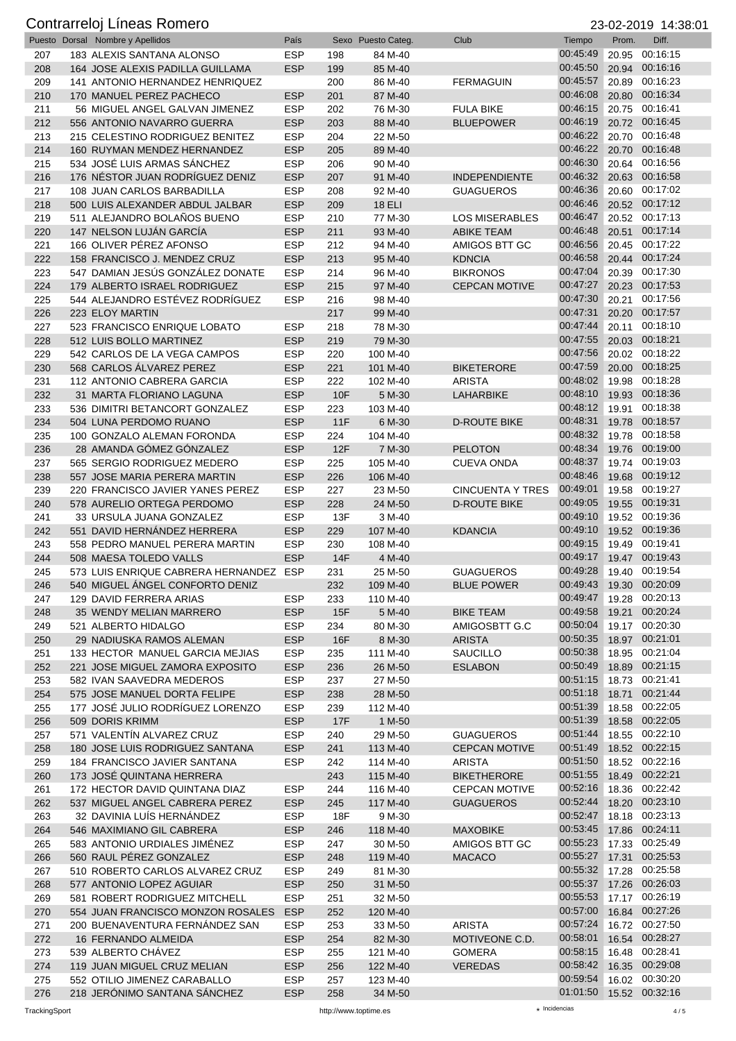# Contrarreloj Líneas Romero

23-02-2019 14:38:01

| Puesto | Dorsal | Nombre y Apellidos | País | Sexo | Puesto Categ. | Club | Tiempo | Prom. | Diff. |
|---|---|---|---|---|---|---|---|---|---|
| 207 | 183 | ALEXIS SANTANA ALONSO | ESP | 198 | 84 M-40 | | 00:45:49 | 20.95 | 00:16:15 |
| 208 | 164 | JOSE ALEXIS PADILLA GUILLAMA | ESP | 199 | 85 M-40 | | 00:45:50 | 20.94 | 00:16:16 |
| 209 | 141 | ANTONIO HERNANDEZ HENRIQUEZ | | 200 | 86 M-40 | FERMAGUIN | 00:45:57 | 20.89 | 00:16:23 |
| 210 | 170 | MANUEL PEREZ PACHECO | ESP | 201 | 87 M-40 | | 00:46:08 | 20.80 | 00:16:34 |
| 211 | 56 | MIGUEL ANGEL GALVAN JIMENEZ | ESP | 202 | 76 M-30 | FULA BIKE | 00:46:15 | 20.75 | 00:16:41 |
| 212 | 556 | ANTONIO NAVARRO GUERRA | ESP | 203 | 88 M-40 | BLUEPOWER | 00:46:19 | 20.72 | 00:16:45 |
| 213 | 215 | CELESTINO RODRIGUEZ BENITEZ | ESP | 204 | 22 M-50 | | 00:46:22 | 20.70 | 00:16:48 |
| 214 | 160 | RUYMAN MENDEZ HERNANDEZ | ESP | 205 | 89 M-40 | | 00:46:22 | 20.70 | 00:16:48 |
| 215 | 534 | JOSÉ LUIS ARMAS SÁNCHEZ | ESP | 206 | 90 M-40 | | 00:46:30 | 20.64 | 00:16:56 |
| 216 | 176 | NÉSTOR JUAN RODRÍGUEZ DENIZ | ESP | 207 | 91 M-40 | INDEPENDIENTE | 00:46:32 | 20.63 | 00:16:58 |
| 217 | 108 | JUAN CARLOS BARBADILLA | ESP | 208 | 92 M-40 | GUAGUEROS | 00:46:36 | 20.60 | 00:17:02 |
| 218 | 500 | LUIS ALEXANDER ABDUL JALBAR | ESP | 209 | 18 ELI | | 00:46:46 | 20.52 | 00:17:12 |
| 219 | 511 | ALEJANDRO BOLAÑOS BUENO | ESP | 210 | 77 M-30 | LOS MISERABLES | 00:46:47 | 20.52 | 00:17:13 |
| 220 | 147 | NELSON LUJÁN GARCÍA | ESP | 211 | 93 M-40 | ABIKE TEAM | 00:46:48 | 20.51 | 00:17:14 |
| 221 | 166 | OLIVER PÉREZ AFONSO | ESP | 212 | 94 M-40 | AMIGOS BTT GC | 00:46:56 | 20.45 | 00:17:22 |
| 222 | 158 | FRANCISCO J. MENDEZ CRUZ | ESP | 213 | 95 M-40 | KDNCIA | 00:46:58 | 20.44 | 00:17:24 |
| 223 | 547 | DAMIAN JESÚS GONZÁLEZ DONATE | ESP | 214 | 96 M-40 | BIKRONOS | 00:47:04 | 20.39 | 00:17:30 |
| 224 | 179 | ALBERTO ISRAEL RODRIGUEZ | ESP | 215 | 97 M-40 | CEPCAN MOTIVE | 00:47:27 | 20.23 | 00:17:53 |
| 225 | 544 | ALEJANDRO ESTÉVEZ RODRÍGUEZ | ESP | 216 | 98 M-40 | | 00:47:30 | 20.21 | 00:17:56 |
| 226 | 223 | ELOY MARTIN | | 217 | 99 M-40 | | 00:47:31 | 20.20 | 00:17:57 |
| 227 | 523 | FRANCISCO ENRIQUE LOBATO | ESP | 218 | 78 M-30 | | 00:47:44 | 20.11 | 00:18:10 |
| 228 | 512 | LUIS BOLLO MARTINEZ | ESP | 219 | 79 M-30 | | 00:47:55 | 20.03 | 00:18:21 |
| 229 | 542 | CARLOS DE LA VEGA CAMPOS | ESP | 220 | 100 M-40 | | 00:47:56 | 20.02 | 00:18:22 |
| 230 | 568 | CARLOS ÁLVAREZ PEREZ | ESP | 221 | 101 M-40 | BIKETERORE | 00:47:59 | 20.00 | 00:18:25 |
| 231 | 112 | ANTONIO CABRERA GARCIA | ESP | 222 | 102 M-40 | ARISTA | 00:48:02 | 19.98 | 00:18:28 |
| 232 | 31 | MARTA FLORIANO LAGUNA | ESP | 10F | 5 M-30 | LAHARBIKE | 00:48:10 | 19.93 | 00:18:36 |
| 233 | 536 | DIMITRI BETANCORT GONZALEZ | ESP | 223 | 103 M-40 | | 00:48:12 | 19.91 | 00:18:38 |
| 234 | 504 | LUNA PERDOMO RUANO | ESP | 11F | 6 M-30 | D-ROUTE BIKE | 00:48:31 | 19.78 | 00:18:57 |
| 235 | 100 | GONZALO ALEMAN FORONDA | ESP | 224 | 104 M-40 | | 00:48:32 | 19.78 | 00:18:58 |
| 236 | 28 | AMANDA GÓMEZ GÓNZALEZ | ESP | 12F | 7 M-30 | PELOTON | 00:48:34 | 19.76 | 00:19:00 |
| 237 | 565 | SERGIO RODRIGUEZ MEDERO | ESP | 225 | 105 M-40 | CUEVA ONDA | 00:48:37 | 19.74 | 00:19:03 |
| 238 | 557 | JOSE MARIA PERERA MARTIN | ESP | 226 | 106 M-40 | | 00:48:46 | 19.68 | 00:19:12 |
| 239 | 220 | FRANCISCO JAVIER YANES PEREZ | ESP | 227 | 23 M-50 | CINCUENTA Y TRES | 00:49:01 | 19.58 | 00:19:27 |
| 240 | 578 | AURELIO ORTEGA PERDOMO | ESP | 228 | 24 M-50 | D-ROUTE BIKE | 00:49:05 | 19.55 | 00:19:31 |
| 241 | 33 | URSULA JUANA GONZALEZ | ESP | 13F | 3 M-40 | | 00:49:10 | 19.52 | 00:19:36 |
| 242 | 551 | DAVID HERNÁNDEZ HERRERA | ESP | 229 | 107 M-40 | KDANCIA | 00:49:10 | 19.52 | 00:19:36 |
| 243 | 558 | PEDRO MANUEL PERERA MARTIN | ESP | 230 | 108 M-40 | | 00:49:15 | 19.49 | 00:19:41 |
| 244 | 508 | MAESA TOLEDO VALLS | ESP | 14F | 4 M-40 | | 00:49:17 | 19.47 | 00:19:43 |
| 245 | 573 | LUIS ENRIQUE CABRERA HERNANDEZ | ESP | 231 | 25 M-50 | GUAGUEROS | 00:49:28 | 19.40 | 00:19:54 |
| 246 | 540 | MIGUEL ÁNGEL CONFORTO DENIZ | | 232 | 109 M-40 | BLUE POWER | 00:49:43 | 19.30 | 00:20:09 |
| 247 | 129 | DAVID FERRERA ARIAS | ESP | 233 | 110 M-40 | | 00:49:47 | 19.28 | 00:20:13 |
| 248 | 35 | WENDY MELIAN MARRERO | ESP | 15F | 5 M-40 | BIKE TEAM | 00:49:58 | 19.21 | 00:20:24 |
| 249 | 521 | ALBERTO HIDALGO | ESP | 234 | 80 M-30 | AMIGOSBTT G.C | 00:50:04 | 19.17 | 00:20:30 |
| 250 | 29 | NADIUSKA RAMOS ALEMAN | ESP | 16F | 8 M-30 | ARISTA | 00:50:35 | 18.97 | 00:21:01 |
| 251 | 133 | HECTOR MANUEL GARCIA MEJIAS | ESP | 235 | 111 M-40 | SAUCILLO | 00:50:38 | 18.95 | 00:21:04 |
| 252 | 221 | JOSE MIGUEL ZAMORA EXPOSITO | ESP | 236 | 26 M-50 | ESLABON | 00:50:49 | 18.89 | 00:21:15 |
| 253 | 582 | IVAN SAAVEDRA MEDEROS | ESP | 237 | 27 M-50 | | 00:51:15 | 18.73 | 00:21:41 |
| 254 | 575 | JOSE MANUEL DORTA FELIPE | ESP | 238 | 28 M-50 | | 00:51:18 | 18.71 | 00:21:44 |
| 255 | 177 | JOSÉ JULIO RODRÍGUEZ LORENZO | ESP | 239 | 112 M-40 | | 00:51:39 | 18.58 | 00:22:05 |
| 256 | 509 | DORIS KRIMM | ESP | 17F | 1 M-50 | | 00:51:39 | 18.58 | 00:22:05 |
| 257 | 571 | VALENTÍN ALVAREZ CRUZ | ESP | 240 | 29 M-50 | GUAGUEROS | 00:51:44 | 18.55 | 00:22:10 |
| 258 | 180 | JOSE LUIS RODRIGUEZ SANTANA | ESP | 241 | 113 M-40 | CEPCAN MOTIVE | 00:51:49 | 18.52 | 00:22:15 |
| 259 | 184 | FRANCISCO JAVIER SANTANA | ESP | 242 | 114 M-40 | ARISTA | 00:51:50 | 18.52 | 00:22:16 |
| 260 | 173 | JOSÉ QUINTANA HERRERA | | 243 | 115 M-40 | BIKETHERORE | 00:51:55 | 18.49 | 00:22:21 |
| 261 | 172 | HECTOR DAVID QUINTANA DIAZ | ESP | 244 | 116 M-40 | CEPCAN MOTIVE | 00:52:16 | 18.36 | 00:22:42 |
| 262 | 537 | MIGUEL ANGEL CABRERA PEREZ | ESP | 245 | 117 M-40 | GUAGUEROS | 00:52:44 | 18.20 | 00:23:10 |
| 263 | 32 | DAVINIA LUÍS HERNÁNDEZ | ESP | 18F | 9 M-30 | | 00:52:47 | 18.18 | 00:23:13 |
| 264 | 546 | MAXIMIANO GIL CABRERA | ESP | 246 | 118 M-40 | MAXOBIKE | 00:53:45 | 17.86 | 00:24:11 |
| 265 | 583 | ANTONIO URDIALES JIMÉNEZ | ESP | 247 | 30 M-50 | AMIGOS BTT GC | 00:55:23 | 17.33 | 00:25:49 |
| 266 | 560 | RAUL PÉREZ GONZALEZ | ESP | 248 | 119 M-40 | MACACO | 00:55:27 | 17.31 | 00:25:53 |
| 267 | 510 | ROBERTO CARLOS ALVAREZ CRUZ | ESP | 249 | 81 M-30 | | 00:55:32 | 17.28 | 00:25:58 |
| 268 | 577 | ANTONIO LOPEZ AGUIAR | ESP | 250 | 31 M-50 | | 00:55:37 | 17.26 | 00:26:03 |
| 269 | 581 | ROBERT RODRIGUEZ MITCHELL | ESP | 251 | 32 M-50 | | 00:55:53 | 17.17 | 00:26:19 |
| 270 | 554 | JUAN FRANCISCO MONZON ROSALES | ESP | 252 | 120 M-40 | | 00:57:00 | 16.84 | 00:27:26 |
| 271 | 200 | BUENAVENTURA FERNÁNDEZ SAN | ESP | 253 | 33 M-50 | ARISTA | 00:57:24 | 16.72 | 00:27:50 |
| 272 | 16 | FERNANDO ALMEIDA | ESP | 254 | 82 M-30 | MOTIVEONE C.D. | 00:58:01 | 16.54 | 00:28:27 |
| 273 | 539 | ALBERTO CHÁVEZ | ESP | 255 | 121 M-40 | GOMERA | 00:58:15 | 16.48 | 00:28:41 |
| 274 | 119 | JUAN MIGUEL CRUZ MELIAN | ESP | 256 | 122 M-40 | VEREDAS | 00:58:42 | 16.35 | 00:29:08 |
| 275 | 552 | OTILIO JIMENEZ CARABALLO | ESP | 257 | 123 M-40 | | 00:59:54 | 16.02 | 00:30:20 |
| 276 | 218 | JERÓNIMO SANTANA SÁNCHEZ | ESP | 258 | 34 M-50 | | 01:01:50 | 15.52 | 00:32:16 |

TrackingSport — http://www.toptime.es — * Incidencias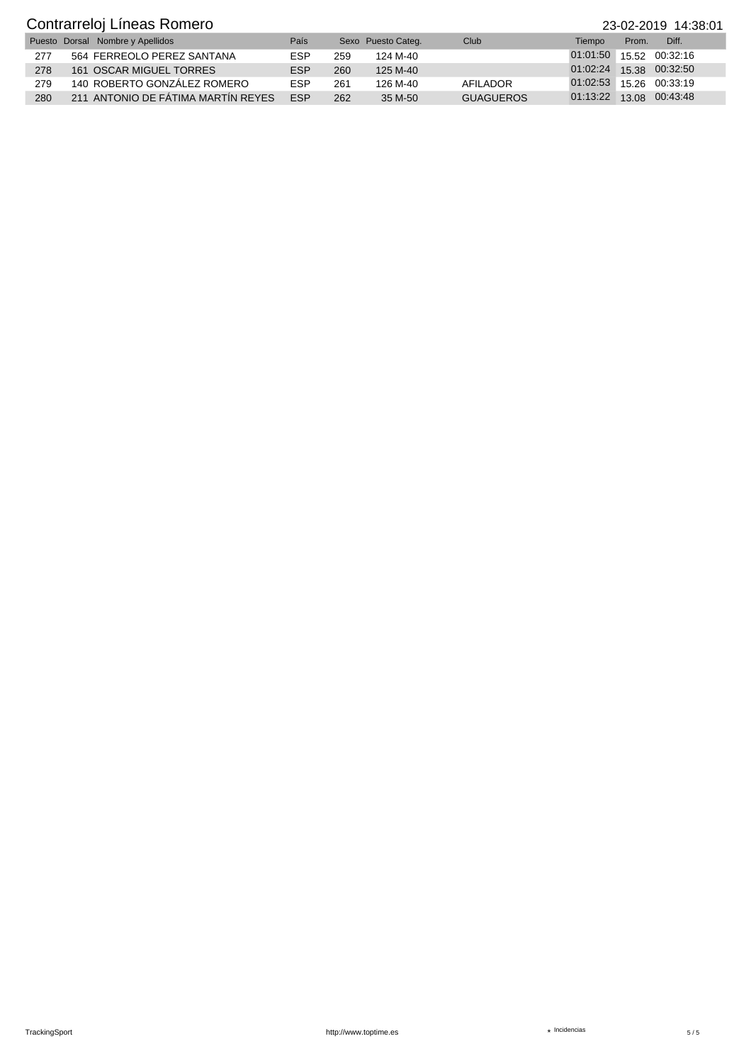# Contrarreloj Líneas Romero

23-02-2019 14:38:01

| Puesto | Dorsal | Nombre y Apellidos | País | Sexo | Puesto Categ. | Club | Tiempo | Prom. | Diff. |
|---|---|---|---|---|---|---|---|---|---|
| 277 | 564 | FERREOLO PEREZ SANTANA | ESP | 259 | 124 M-40 | | 01:01:50 | 15.52 | 00:32:16 |
| 278 | 161 | OSCAR MIGUEL TORRES | ESP | 260 | 125 M-40 | | 01:02:24 | 15.38 | 00:32:50 |
| 279 | 140 | ROBERTO GONZÁLEZ ROMERO | ESP | 261 | 126 M-40 | AFILADOR | 01:02:53 | 15.26 | 00:33:19 |
| 280 | 211 | ANTONIO DE FÁTIMA MARTÍN REYES | ESP | 262 | 35 M-50 | GUAGUEROS | 01:13:22 | 13.08 | 00:43:48 |

TrackingSport http://www.toptime.es * Incidencias